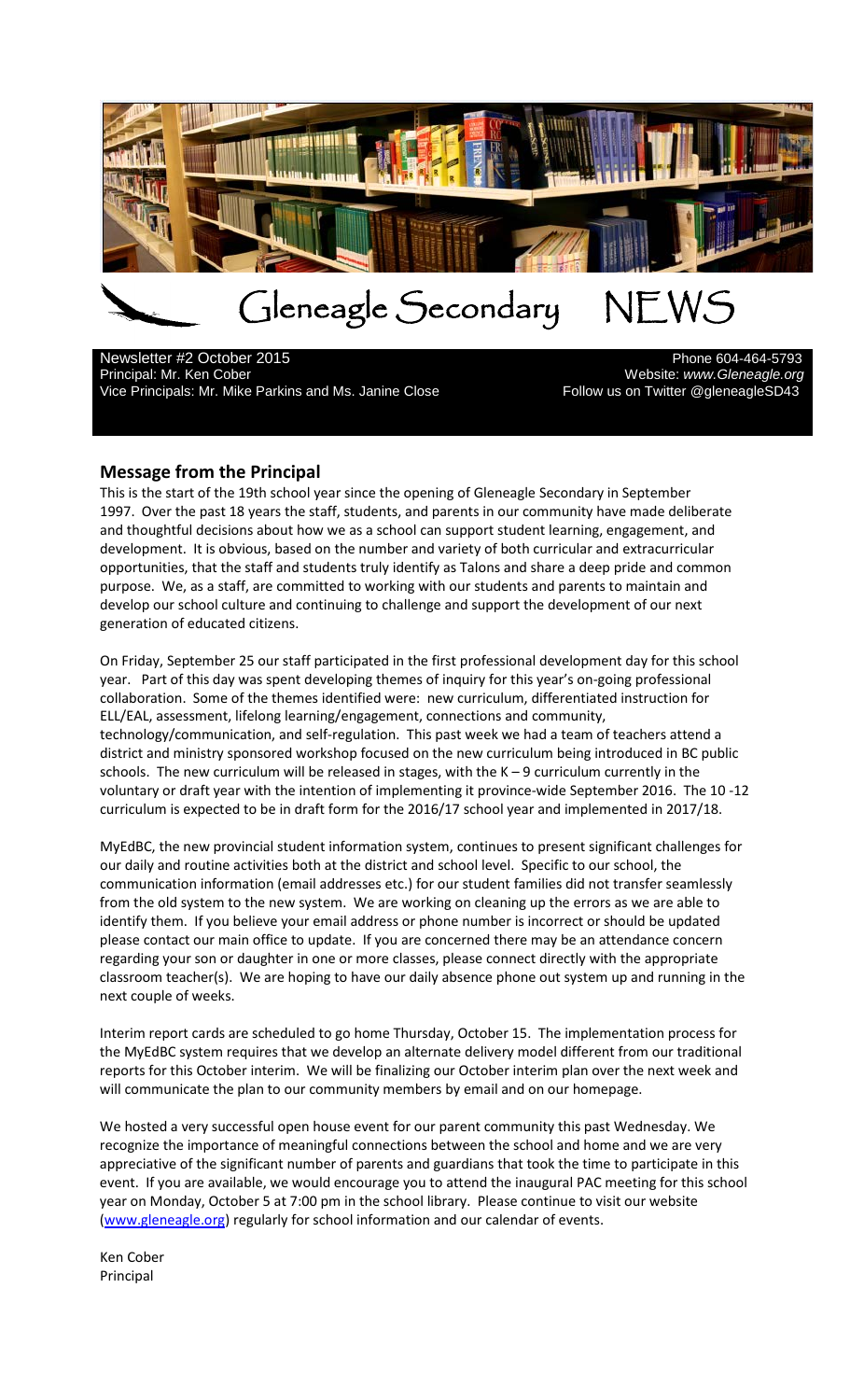# Gleneagle Secondary NEWS

Newsletter #2 October 2015
Principal: Mr. Ken Cober
Vice Principals: Mr. Mike Parkins and Ms. Janine Close

Phone 604-464-5793
Website: *www.Gleneagle.org*
Follow us on Twitter @gleneagleSD43

## Message from the Principal

This is the start of the 19th school year since the opening of Gleneagle Secondary in September 1997. Over the past 18 years the staff, students, and parents in our community have made deliberate and thoughtful decisions about how we as a school can support student learning, engagement, and development. It is obvious, based on the number and variety of both curricular and extracurricular opportunities, that the staff and students truly identify as Talons and share a deep pride and common purpose. We, as a staff, are committed to working with our students and parents to maintain and develop our school culture and continuing to challenge and support the development of our next generation of educated citizens.

On Friday, September 25 our staff participated in the first professional development day for this school year. Part of this day was spent developing themes of inquiry for this year's on-going professional collaboration. Some of the themes identified were: new curriculum, differentiated instruction for ELL/EAL, assessment, lifelong learning/engagement, connections and community, technology/communication, and self-regulation. This past week we had a team of teachers attend a district and ministry sponsored workshop focused on the new curriculum being introduced in BC public schools. The new curriculum will be released in stages, with the K – 9 curriculum currently in the voluntary or draft year with the intention of implementing it province-wide September 2016. The 10 -12 curriculum is expected to be in draft form for the 2016/17 school year and implemented in 2017/18.

MyEdBC, the new provincial student information system, continues to present significant challenges for our daily and routine activities both at the district and school level. Specific to our school, the communication information (email addresses etc.) for our student families did not transfer seamlessly from the old system to the new system. We are working on cleaning up the errors as we are able to identify them. If you believe your email address or phone number is incorrect or should be updated please contact our main office to update. If you are concerned there may be an attendance concern regarding your son or daughter in one or more classes, please connect directly with the appropriate classroom teacher(s). We are hoping to have our daily absence phone out system up and running in the next couple of weeks.

Interim report cards are scheduled to go home Thursday, October 15. The implementation process for the MyEdBC system requires that we develop an alternate delivery model different from our traditional reports for this October interim. We will be finalizing our October interim plan over the next week and will communicate the plan to our community members by email and on our homepage.

We hosted a very successful open house event for our parent community this past Wednesday. We recognize the importance of meaningful connections between the school and home and we are very appreciative of the significant number of parents and guardians that took the time to participate in this event. If you are available, we would encourage you to attend the inaugural PAC meeting for this school year on Monday, October 5 at 7:00 pm in the school library. Please continue to visit our website (www.gleneagle.org) regularly for school information and our calendar of events.

Ken Cober
Principal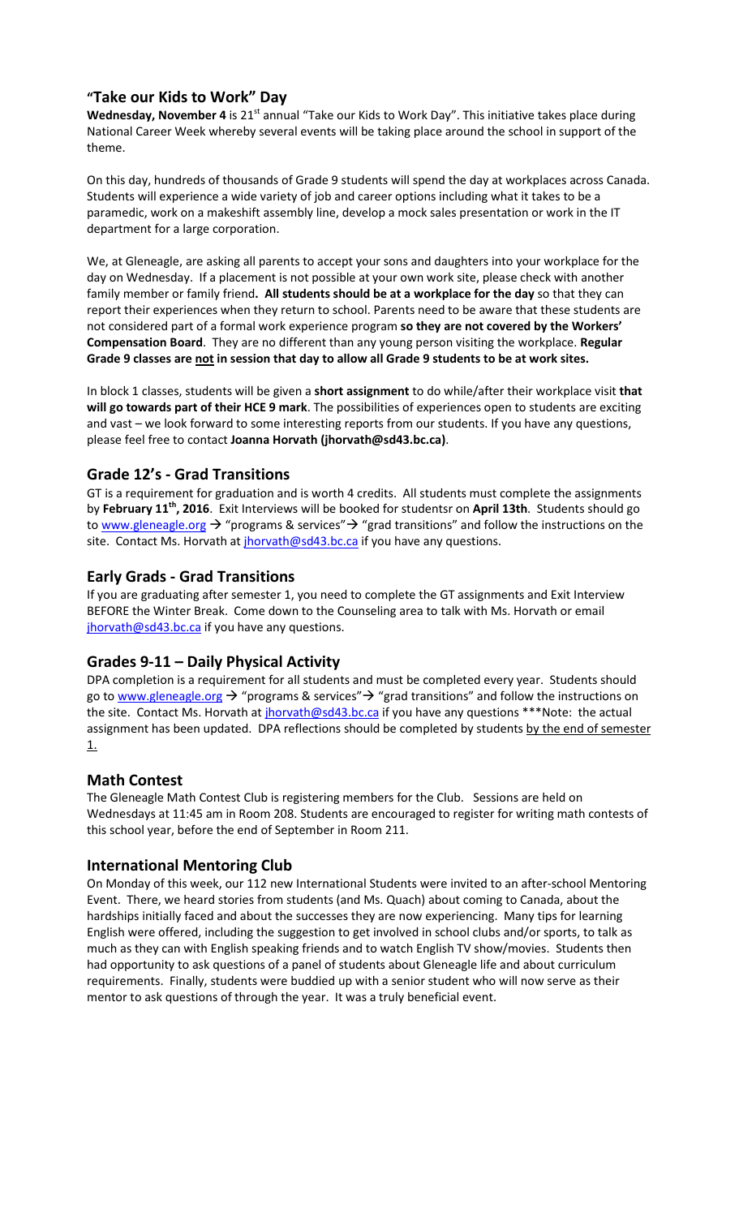## "Take our Kids to Work" Day

**Wednesday, November 4** is 21st annual "Take our Kids to Work Day". This initiative takes place during National Career Week whereby several events will be taking place around the school in support of the theme.

On this day, hundreds of thousands of Grade 9 students will spend the day at workplaces across Canada. Students will experience a wide variety of job and career options including what it takes to be a paramedic, work on a makeshift assembly line, develop a mock sales presentation or work in the IT department for a large corporation.

We, at Gleneagle, are asking all parents to accept your sons and daughters into your workplace for the day on Wednesday. If a placement is not possible at your own work site, please check with another family member or family friend**. All students should be at a workplace for the day** so that they can report their experiences when they return to school. Parents need to be aware that these students are not considered part of a formal work experience program **so they are not covered by the Workers' Compensation Board**. They are no different than any young person visiting the workplace. **Regular Grade 9 classes are not in session that day to allow all Grade 9 students to be at work sites.**

In block 1 classes, students will be given a **short assignment** to do while/after their workplace visit **that will go towards part of their HCE 9 mark**. The possibilities of experiences open to students are exciting and vast – we look forward to some interesting reports from our students. If you have any questions, please feel free to contact **Joanna Horvath (jhorvath@sd43.bc.ca)**.

## Grade 12's - Grad Transitions

GT is a requirement for graduation and is worth 4 credits. All students must complete the assignments by **February 11th, 2016**. Exit Interviews will be booked for studentsr on **April 13th**. Students should go to www.gleneagle.org → "programs & services"→ "grad transitions" and follow the instructions on the site. Contact Ms. Horvath at jhorvath@sd43.bc.ca if you have any questions.

## Early Grads - Grad Transitions

If you are graduating after semester 1, you need to complete the GT assignments and Exit Interview BEFORE the Winter Break. Come down to the Counseling area to talk with Ms. Horvath or email jhorvath@sd43.bc.ca if you have any questions.

## Grades 9-11 – Daily Physical Activity

DPA completion is a requirement for all students and must be completed every year. Students should go to www.gleneagle.org → "programs & services"→ "grad transitions" and follow the instructions on the site. Contact Ms. Horvath at jhorvath@sd43.bc.ca if you have any questions \*\*\*Note: the actual assignment has been updated. DPA reflections should be completed by students by the end of semester 1.

## Math Contest

The Gleneagle Math Contest Club is registering members for the Club. Sessions are held on Wednesdays at 11:45 am in Room 208. Students are encouraged to register for writing math contests of this school year, before the end of September in Room 211.

## International Mentoring Club

On Monday of this week, our 112 new International Students were invited to an after-school Mentoring Event. There, we heard stories from students (and Ms. Quach) about coming to Canada, about the hardships initially faced and about the successes they are now experiencing. Many tips for learning English were offered, including the suggestion to get involved in school clubs and/or sports, to talk as much as they can with English speaking friends and to watch English TV show/movies. Students then had opportunity to ask questions of a panel of students about Gleneagle life and about curriculum requirements. Finally, students were buddied up with a senior student who will now serve as their mentor to ask questions of through the year. It was a truly beneficial event.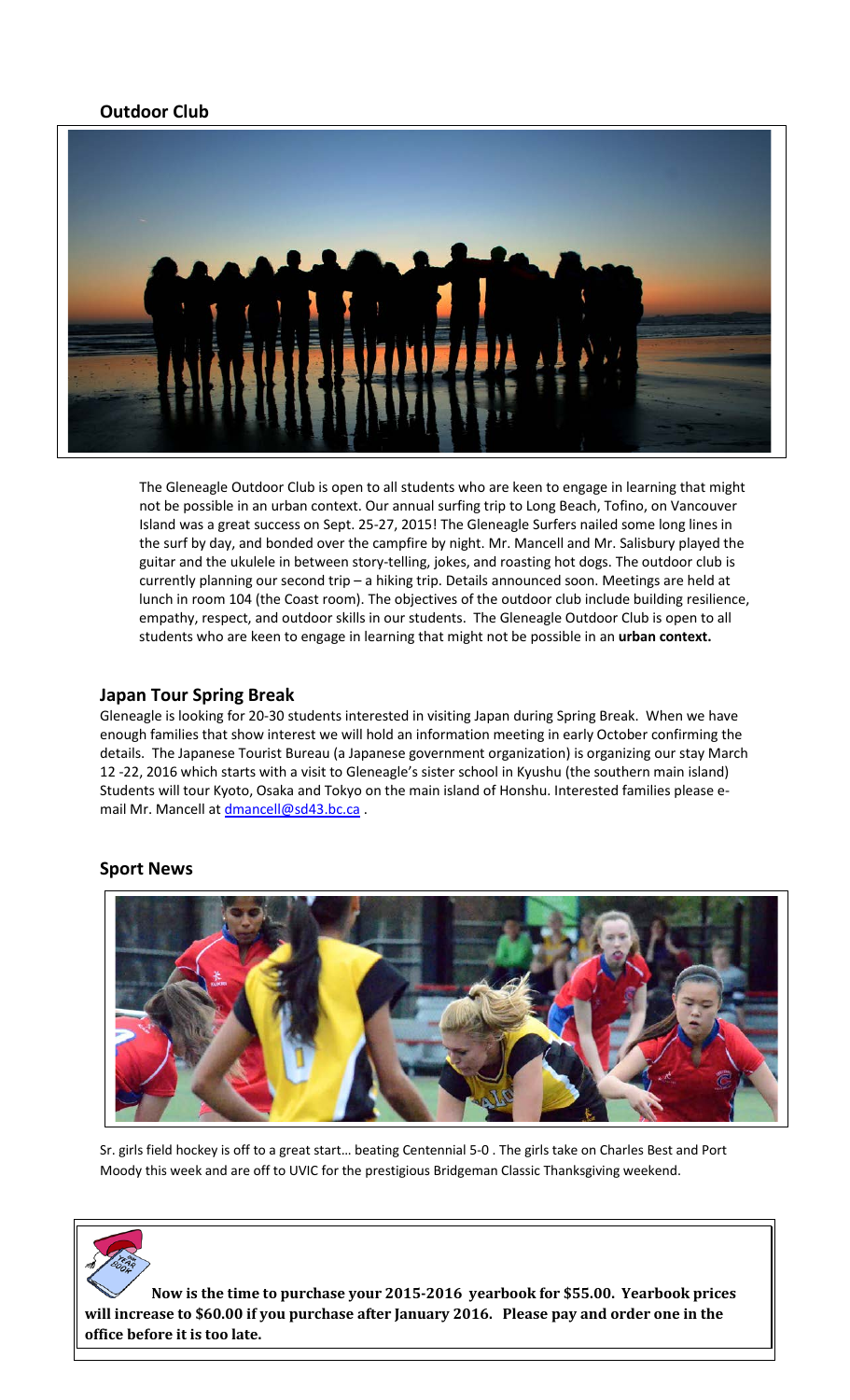## Outdoor Club

The Gleneagle Outdoor Club is open to all students who are keen to engage in learning that might not be possible in an urban context. Our annual surfing trip to Long Beach, Tofino, on Vancouver Island was a great success on Sept. 25-27, 2015! The Gleneagle Surfers nailed some long lines in the surf by day, and bonded over the campfire by night. Mr. Mancell and Mr. Salisbury played the guitar and the ukulele in between story-telling, jokes, and roasting hot dogs. The outdoor club is currently planning our second trip – a hiking trip. Details announced soon. Meetings are held at lunch in room 104 (the Coast room). The objectives of the outdoor club include building resilience, empathy, respect, and outdoor skills in our students. The Gleneagle Outdoor Club is open to all students who are keen to engage in learning that might not be possible in an **urban context.**

## Japan Tour Spring Break

Gleneagle is looking for 20-30 students interested in visiting Japan during Spring Break. When we have enough families that show interest we will hold an information meeting in early October confirming the details. The Japanese Tourist Bureau (a Japanese government organization) is organizing our stay March 12 -22, 2016 which starts with a visit to Gleneagle's sister school in Kyushu (the southern main island) Students will tour Kyoto, Osaka and Tokyo on the main island of Honshu. Interested families please e-mail Mr. Mancell at dmancell@sd43.bc.ca .

## Sport News

Sr. girls field hockey is off to a great start… beating Centennial 5-0 . The girls take on Charles Best and Port Moody this week and are off to UVIC for the prestigious Bridgeman Classic Thanksgiving weekend.

**Now is the time to purchase your 2015-2016 yearbook for $55.00. Yearbook prices will increase to $60.00 if you purchase after January 2016. Please pay and order one in the office before it is too late.**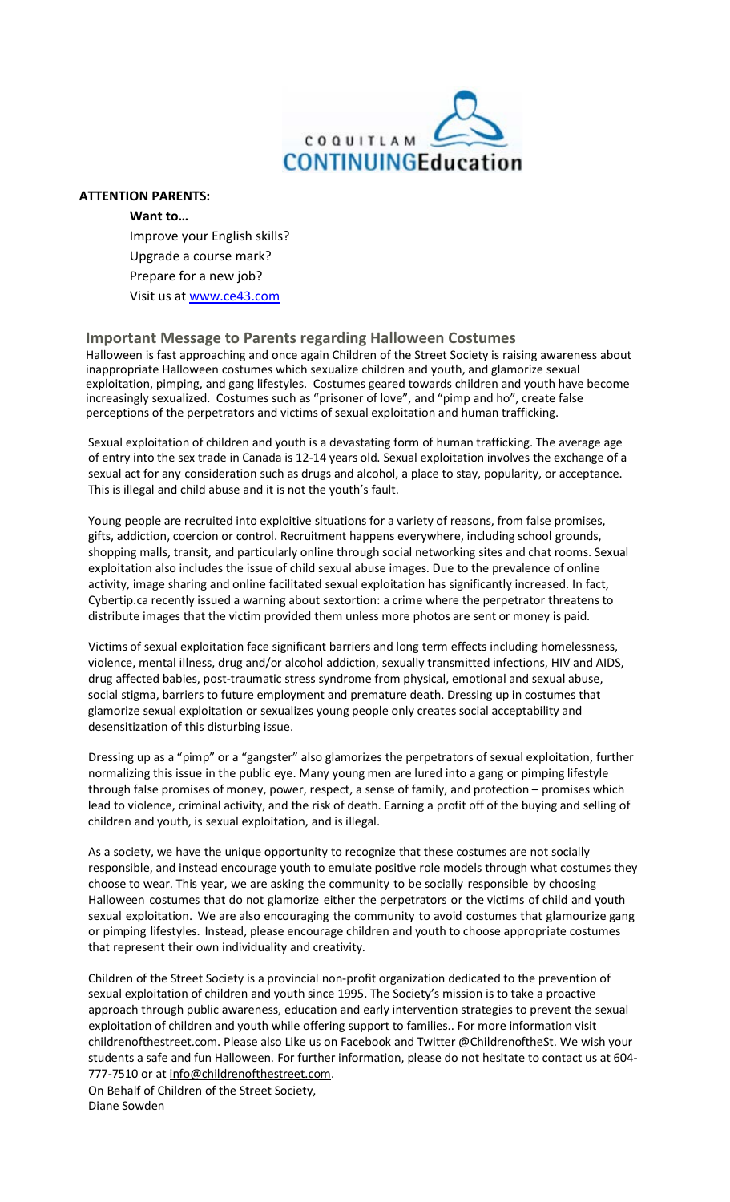COQUITLAM CONTINUINGEducation

**ATTENTION PARENTS:**

**Want to…**

Improve your English skills?
Upgrade a course mark?
Prepare for a new job?
Visit us at [www.ce43.com](http://www.ce43.com)

## Important Message to Parents regarding Halloween Costumes

Halloween is fast approaching and once again Children of the Street Society is raising awareness about inappropriate Halloween costumes which sexualize children and youth, and glamorize sexual exploitation, pimping, and gang lifestyles. Costumes geared towards children and youth have become increasingly sexualized. Costumes such as "prisoner of love", and "pimp and ho", create false perceptions of the perpetrators and victims of sexual exploitation and human trafficking.

Sexual exploitation of children and youth is a devastating form of human trafficking. The average age of entry into the sex trade in Canada is 12-14 years old. Sexual exploitation involves the exchange of a sexual act for any consideration such as drugs and alcohol, a place to stay, popularity, or acceptance. This is illegal and child abuse and it is not the youth's fault.

Young people are recruited into explioitive situations for a variety of reasons, from false promises, gifts, addiction, coercion or control. Recruitment happens everywhere, including school grounds, shopping malls, transit, and particularly online through social networking sites and chat rooms. Sexual exploitation also includes the issue of child sexual abuse images. Due to the prevalence of online activity, image sharing and online facilitated sexual exploitation has significantly increased. In fact, Cybertip.ca recently issued a warning about sextortion: a crime where the perpetrator threatens to distribute images that the victim provided them unless more photos are sent or money is paid.

Victims of sexual exploitation face significant barriers and long term effects including homelessness, violence, mental illness, drug and/or alcohol addiction, sexually transmitted infections, HIV and AIDS, drug affected babies, post-traumatic stress syndrome from physical, emotional and sexual abuse, social stigma, barriers to future employment and premature death. Dressing up in costumes that glamorize sexual exploitation or sexualizes young people only creates social acceptability and desensitization of this disturbing issue.

Dressing up as a "pimp" or a "gangster" also glamorizes the perpetrators of sexual exploitation, further normalizing this issue in the public eye. Many young men are lured into a gang or pimping lifestyle through false promises of money, power, respect, a sense of family, and protection – promises which lead to violence, criminal activity, and the risk of death. Earning a profit off of the buying and selling of children and youth, is sexual exploitation, and is illegal.

As a society, we have the unique opportunity to recognize that these costumes are not socially responsible, and instead encourage youth to emulate positive role models through what costumes they choose to wear. This year, we are asking the community to be socially responsible by choosing Halloween costumes that do not glamorize either the perpetrators or the victims of child and youth sexual exploitation. We are also encouraging the community to avoid costumes that glamourize gang or pimping lifestyles. Instead, please encourage children and youth to choose appropriate costumes that represent their own individuality and creativity.

Children of the Street Society is a provincial non-profit organization dedicated to the prevention of sexual exploitation of children and youth since 1995. The Society's mission is to take a proactive approach through public awareness, education and early intervention strategies to prevent the sexual exploitation of children and youth while offering support to families.. For more information visit childrenofthestreet.com. Please also Like us on Facebook and Twitter @ChildrenoftheSt. We wish your students a safe and fun Halloween. For further information, please do not hesitate to contact us at 604-777-7510 or at [info@childrenofthestreet.com](mailto:info@childrenofthestreet.com).

On Behalf of Children of the Street Society,
Diane Sowden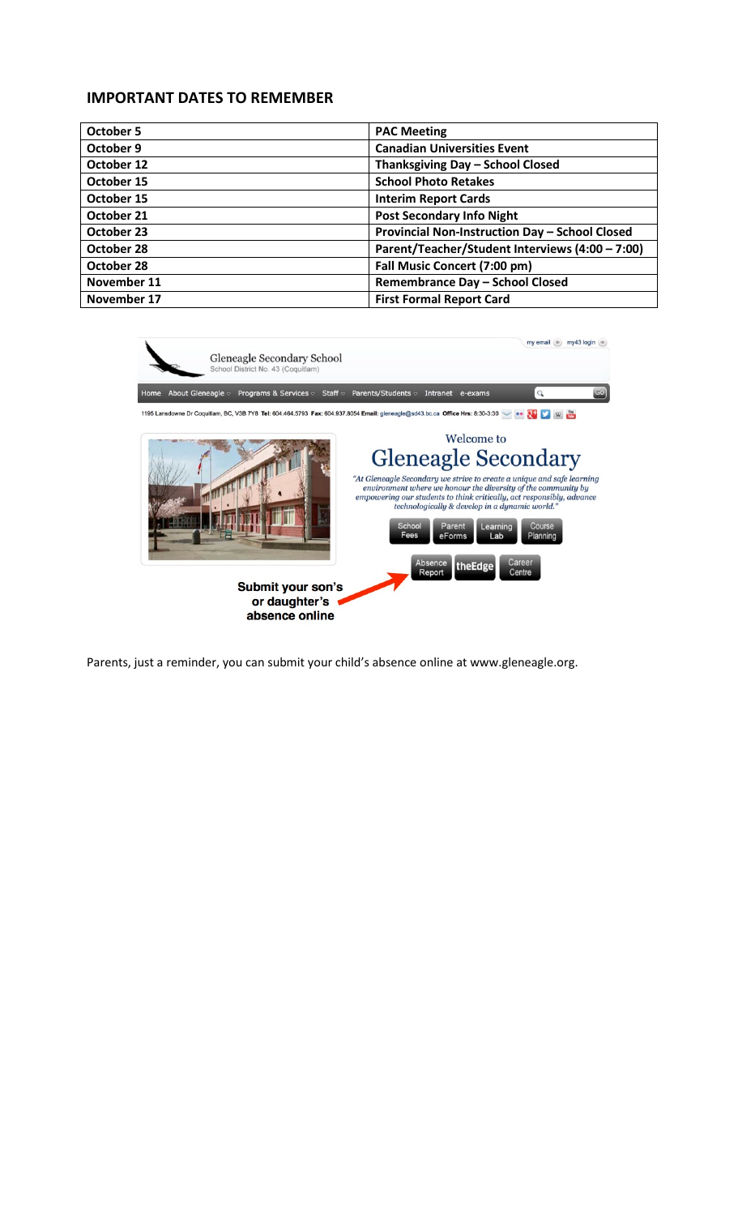## IMPORTANT DATES TO REMEMBER

| | |
|---|---|
| **October 5** | **PAC Meeting** |
| **October 9** | **Canadian Universities Event** |
| **October 12** | **Thanksgiving Day – School Closed** |
| **October 15** | **School Photo Retakes** |
| **October 15** | **Interim Report Cards** |
| **October 21** | **Post Secondary Info Night** |
| **October 23** | **Provincial Non-Instruction Day – School Closed** |
| **October 28** | **Parent/Teacher/Student Interviews (4:00 – 7:00)** |
| **October 28** | **Fall Music Concert (7:00 pm)** |
| **November 11** | **Remembrance Day – School Closed** |
| **November 17** | **First Formal Report Card** |

Submit your son's or daughter's absence online

Parents, just a reminder, you can submit your child's absence online at www.gleneagle.org.